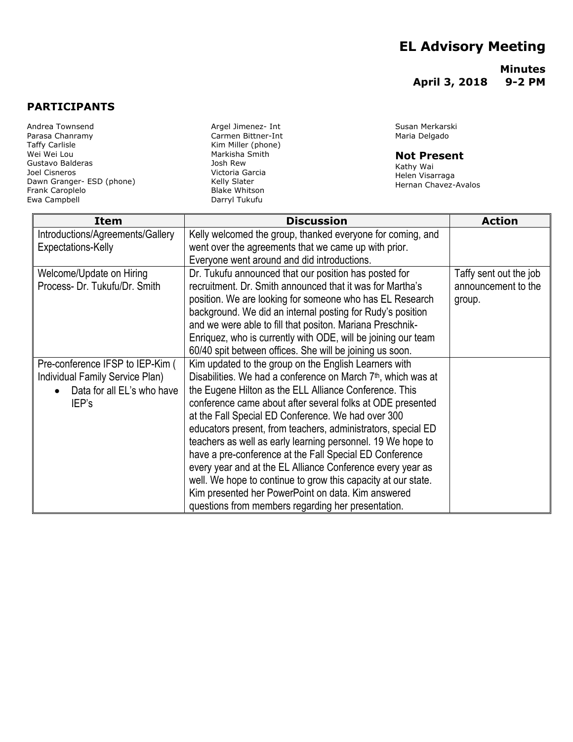# EL Advisory Meeting

**Minutes**
**April 3, 2018 9-2 PM**

## PARTICIPANTS

Andrea Townsend
Parasa Chanramy
Taffy Carlisle
Wei Wei Lou
Gustavo Balderas
Joel Cisneros
Dawn Granger- ESD (phone)
Frank Caroplelo
Ewa Campbell
Argel Jimenez- Int
Carmen Bittner-Int
Kim Miller (phone)
Markisha Smith
Josh Rew
Victoria Garcia
Kelly Slater
Blake Whitson
Darryl Tukufu
Susan Merkarski
Maria Delgado

### Not Present

Kathy Wai
Helen Visarraga
Hernan Chavez-Avalos

| Item | Discussion | Action |
|---|---|---|
| Introductions/Agreements/Gallery Expectations-Kelly | Kelly welcomed the group, thanked everyone for coming, and went over the agreements that we came up with prior. Everyone went around and did introductions. | |
| Welcome/Update on Hiring Process- Dr. Tukufu/Dr. Smith | Dr. Tukufu announced that our position has posted for recruitment. Dr. Smith announced that it was for Martha's position. We are looking for someone who has EL Research background. We did an internal posting for Rudy's position and we were able to fill that positon. Mariana Preschnik-Enriquez, who is currently with ODE, will be joining our team 60/40 spit between offices. She will be joining us soon. | Taffy sent out the job announcement to the group. |
| Pre-conference IFSP to IEP-Kim ( Individual Family Service Plan) <br>• Data for all EL's who have IEP's | Kim updated to the group on the English Learners with Disabilities. We had a conference on March 7th, which was at the Eugene Hilton as the ELL Alliance Conference. This conference came about after several folks at ODE presented at the Fall Special ED Conference. We had over 300 educators present, from teachers, administrators, special ED teachers as well as early learning personnel. 19 We hope to have a pre-conference at the Fall Special ED Conference every year and at the EL Alliance Conference every year as well. We hope to continue to grow this capacity at our state. Kim presented her PowerPoint on data. Kim answered questions from members regarding her presentation. | |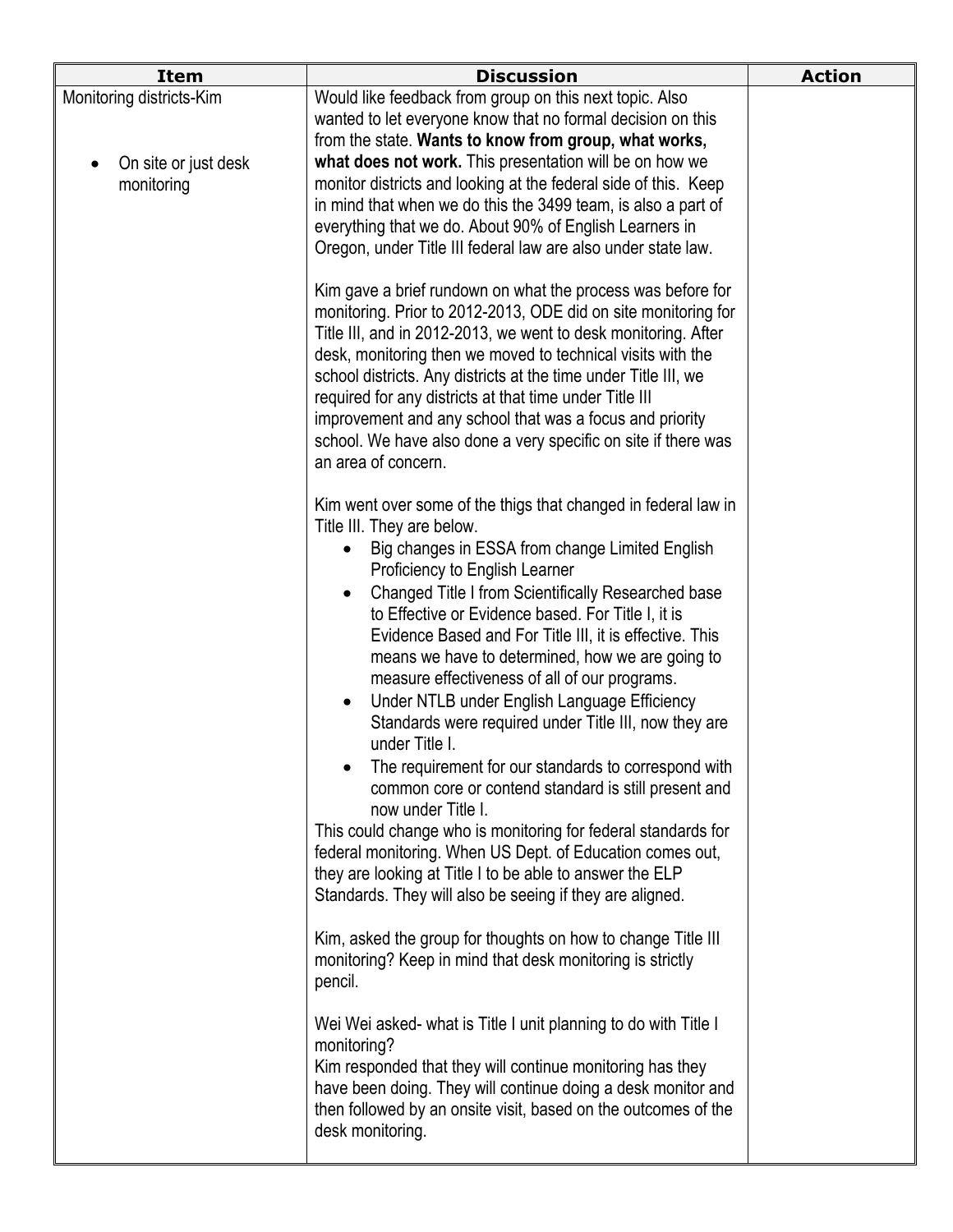| Item | Discussion | Action |
|---|---|---|
| Monitoring districts-Kim<br><br>• On site or just desk monitoring | Would like feedback from group on this next topic. Also wanted to let everyone know that no formal decision on this from the state. **Wants to know from group, what works, what does not work.** This presentation will be on how we monitor districts and looking at the federal side of this. Keep in mind that when we do this the 3499 team, is also a part of everything that we do. About 90% of English Learners in Oregon, under Title III federal law are also under state law.<br><br>Kim gave a brief rundown on what the process was before for monitoring. Prior to 2012-2013, ODE did on site monitoring for Title III, and in 2012-2013, we went to desk monitoring. After desk, monitoring then we moved to technical visits with the school districts. Any districts at the time under Title III, we required for any districts at that time under Title III improvement and any school that was a focus and priority school. We have also done a very specific on site if there was an area of concern.<br><br>Kim went over some of the thigs that changed in federal law in Title III. They are below.<br>• Big changes in ESSA from change Limited English Proficiency to English Learner<br>• Changed Title I from Scientifically Researched base to Effective or Evidence based. For Title I, it is Evidence Based and For Title III, it is effective. This means we have to determined, how we are going to measure effectiveness of all of our programs.<br>• Under NTLB under English Language Efficiency Standards were required under Title III, now they are under Title I.<br>• The requirement for our standards to correspond with common core or contend standard is still present and now under Title I.<br>This could change who is monitoring for federal standards for federal monitoring. When US Dept. of Education comes out, they are looking at Title I to be able to answer the ELP Standards. They will also be seeing if they are aligned.<br><br>Kim, asked the group for thoughts on how to change Title III monitoring? Keep in mind that desk monitoring is strictly pencil.<br><br>Wei Wei asked- what is Title I unit planning to do with Title I monitoring?<br>Kim responded that they will continue monitoring has they have been doing. They will continue doing a desk monitor and then followed by an onsite visit, based on the outcomes of the desk monitoring. | |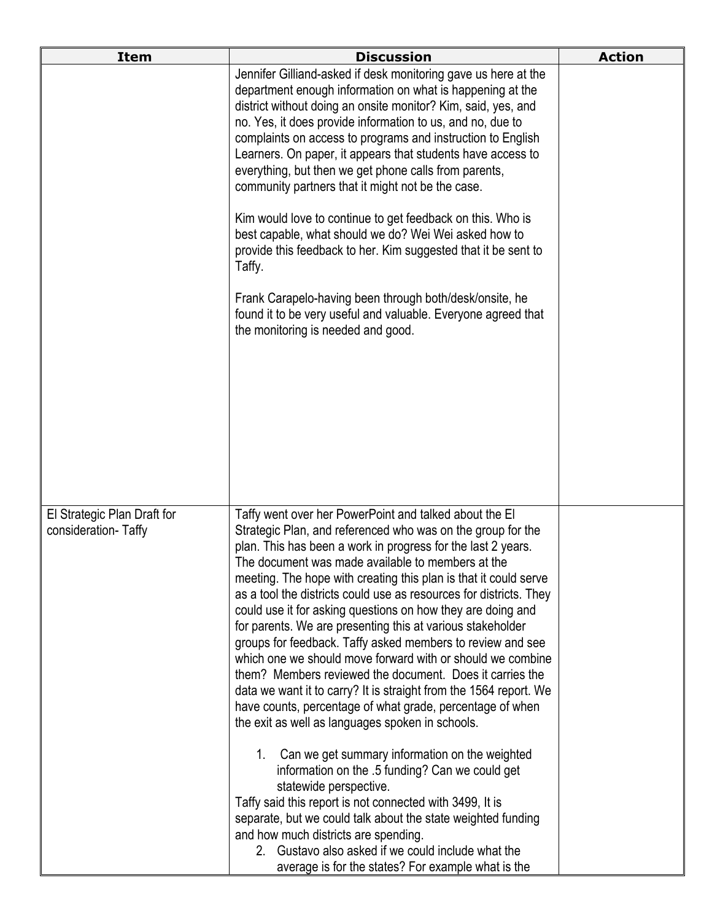| Item | Discussion | Action |
|---|---|---|
| | Jennifer Gilliand-asked if desk monitoring gave us here at the department enough information on what is happening at the district without doing an onsite monitor? Kim, said, yes, and no. Yes, it does provide information to us, and no, due to complaints on access to programs and instruction to English Learners. On paper, it appears that students have access to everything, but then we get phone calls from parents, community partners that it might not be the case.<br><br>Kim would love to continue to get feedback on this. Who is best capable, what should we do? Wei Wei asked how to provide this feedback to her. Kim suggested that it be sent to Taffy.<br><br>Frank Carapelo-having been through both/desk/onsite, he found it to be very useful and valuable. Everyone agreed that the monitoring is needed and good. | |
| El Strategic Plan Draft for consideration- Taffy | Taffy went over her PowerPoint and talked about the El Strategic Plan, and referenced who was on the group for the plan. This has been a work in progress for the last 2 years. The document was made available to members at the meeting. The hope with creating this plan is that it could serve as a tool the districts could use as resources for districts. They could use it for asking questions on how they are doing and for parents. We are presenting this at various stakeholder groups for feedback. Taffy asked members to review and see which one we should move forward with or should we combine them? Members reviewed the document. Does it carries the data we want it to carry? It is straight from the 1564 report. We have counts, percentage of what grade, percentage of when the exit as well as languages spoken in schools.<br><br>1. Can we get summary information on the weighted information on the .5 funding? Can we could get statewide perspective.<br><br>Taffy said this report is not connected with 3499, It is separate, but we could talk about the state weighted funding and how much districts are spending.<br><br>2. Gustavo also asked if we could include what the average is for the states? For example what is the | |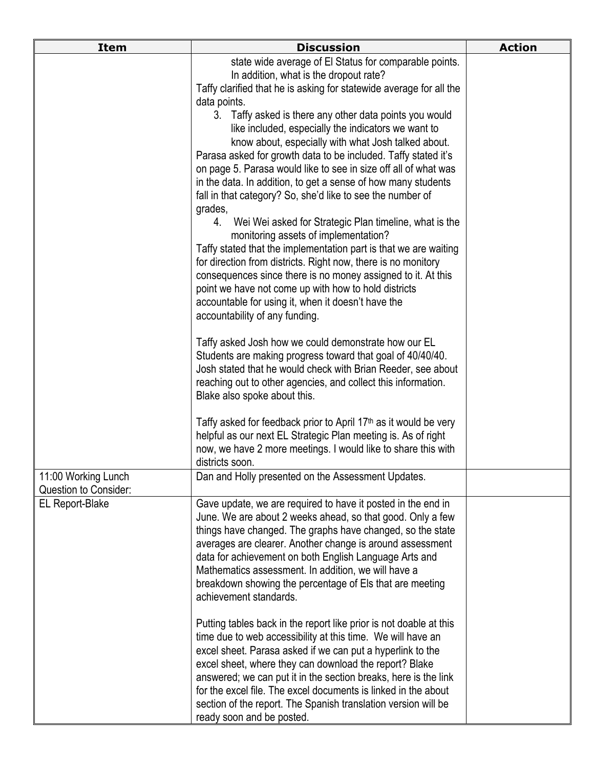| Item | Discussion | Action |
|---|---|---|
| | state wide average of El Status for comparable points. In addition, what is the dropout rate?<br>Taffy clarified that he is asking for statewide average for all the data points.<br>3. Taffy asked is there any other data points you would like included, especially the indicators we want to know about, especially with what Josh talked about.<br>Parasa asked for growth data to be included. Taffy stated it's on page 5. Parasa would like to see in size off all of what was in the data. In addition, to get a sense of how many students fall in that category? So, she'd like to see the number of grades,<br>4. Wei Wei asked for Strategic Plan timeline, what is the monitoring assets of implementation?<br>Taffy stated that the implementation part is that we are waiting for direction from districts. Right now, there is no monitory consequences since there is no money assigned to it. At this point we have not come up with how to hold districts accountable for using it, when it doesn't have the accountability of any funding.<br><br>Taffy asked Josh how we could demonstrate how our EL Students are making progress toward that goal of 40/40/40. Josh stated that he would check with Brian Reeder, see about reaching out to other agencies, and collect this information. Blake also spoke about this.<br><br>Taffy asked for feedback prior to April 17th as it would be very helpful as our next EL Strategic Plan meeting is. As of right now, we have 2 more meetings. I would like to share this with districts soon. | |
| 11:00 Working Lunch<br>Question to Consider: | Dan and Holly presented on the Assessment Updates. | |
| EL Report-Blake | Gave update, we are required to have it posted in the end in June. We are about 2 weeks ahead, so that good. Only a few things have changed. The graphs have changed, so the state averages are clearer. Another change is around assessment data for achievement on both English Language Arts and Mathematics assessment. In addition, we will have a breakdown showing the percentage of Els that are meeting achievement standards.<br><br>Putting tables back in the report like prior is not doable at this time due to web accessibility at this time. We will have an excel sheet. Parasa asked if we can put a hyperlink to the excel sheet, where they can download the report? Blake answered; we can put it in the section breaks, here is the link for the excel file. The excel documents is linked in the about section of the report. The Spanish translation version will be ready soon and be posted. | |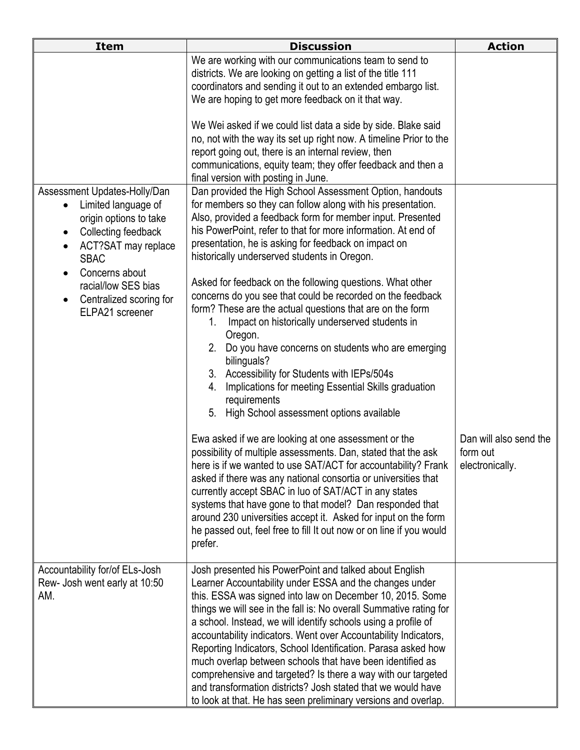| Item | Discussion | Action |
|---|---|---|
| | We are working with our communications team to send to districts. We are looking on getting a list of the title 111 coordinators and sending it out to an extended embargo list. We are hoping to get more feedback on it that way.<br><br>We Wei asked if we could list data a side by side. Blake said no, not with the way its set up right now. A timeline Prior to the report going out, there is an internal review, then communications, equity team; they offer feedback and then a final version with posting in June. | |
| Assessment Updates-Holly/Dan<br>• Limited language of origin options to take<br>• Collecting feedback<br>• ACT?SAT may replace SBAC<br>• Concerns about racial/low SES bias<br>• Centralized scoring for ELPA21 screener | Dan provided the High School Assessment Option, handouts for members so they can follow along with his presentation. Also, provided a feedback form for member input. Presented his PowerPoint, refer to that for more information. At end of presentation, he is asking for feedback on impact on historically underserved students in Oregon.<br><br>Asked for feedback on the following questions. What other concerns do you see that could be recorded on the feedback form? These are the actual questions that are on the form<br>1. Impact on historically underserved students in Oregon.<br>2. Do you have concerns on students who are emerging bilinguals?<br>3. Accessibility for Students with IEPs/504s<br>4. Implications for meeting Essential Skills graduation requirements<br>5. High School assessment options available<br><br>Ewa asked if we are looking at one assessment or the possibility of multiple assessments. Dan, stated that the ask here is if we wanted to use SAT/ACT for accountability? Frank asked if there was any national consortia or universities that currently accept SBAC in luo of SAT/ACT in any states systems that have gone to that model? Dan responded that around 230 universities accept it. Asked for input on the form he passed out, feel free to fill It out now or on line if you would prefer. | Dan will also send the form out electronically. |
| Accountability for/of ELs-Josh Rew- Josh went early at 10:50 AM. | Josh presented his PowerPoint and talked about English Learner Accountability under ESSA and the changes under this. ESSA was signed into law on December 10, 2015. Some things we will see in the fall is: No overall Summative rating for a school. Instead, we will identify schools using a profile of accountability indicators. Went over Accountability Indicators, Reporting Indicators, School Identification. Parasa asked how much overlap between schools that have been identified as comprehensive and targeted? Is there a way with our targeted and transformation districts? Josh stated that we would have to look at that. He has seen preliminary versions and overlap. | |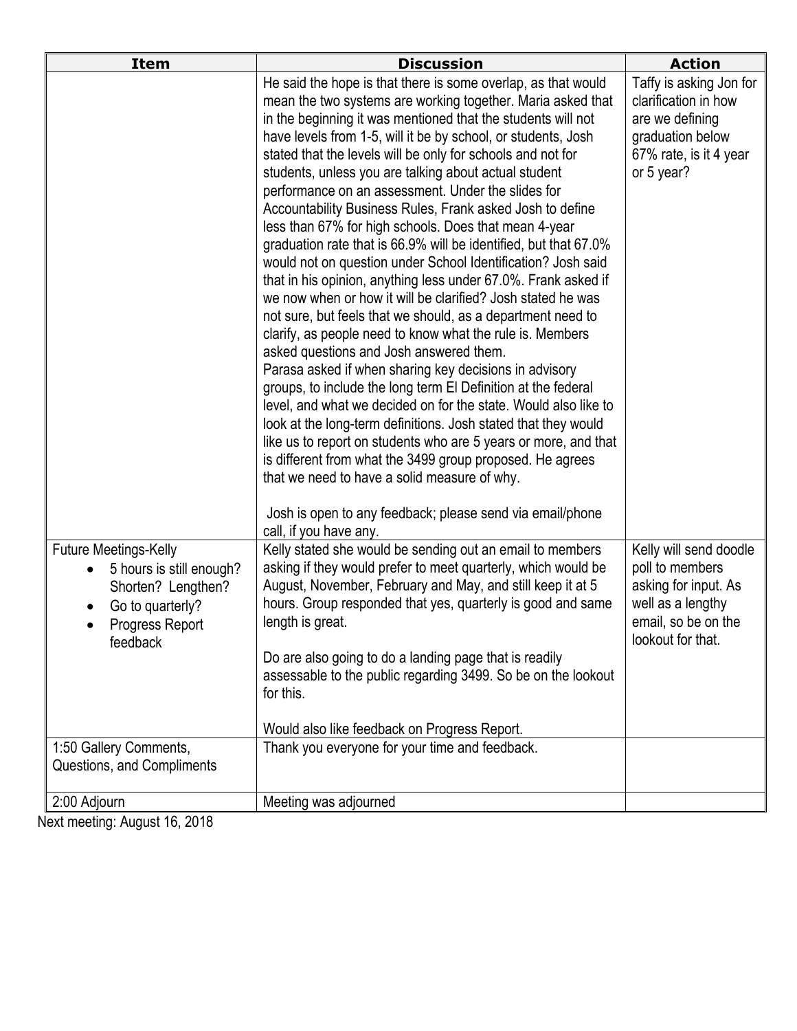| Item | Discussion | Action |
|---|---|---|
| | He said the hope is that there is some overlap, as that would mean the two systems are working together. Maria asked that in the beginning it was mentioned that the students will not have levels from 1-5, will it be by school, or students, Josh stated that the levels will be only for schools and not for students, unless you are talking about actual student performance on an assessment. Under the slides for Accountability Business Rules, Frank asked Josh to define less than 67% for high schools. Does that mean 4-year graduation rate that is 66.9% will be identified, but that 67.0% would not on question under School Identification? Josh said that in his opinion, anything less under 67.0%. Frank asked if we now when or how it will be clarified? Josh stated he was not sure, but feels that we should, as a department need to clarify, as people need to know what the rule is. Members asked questions and Josh answered them.<br>Parasa asked if when sharing key decisions in advisory groups, to include the long term El Definition at the federal level, and what we decided on for the state. Would also like to look at the long-term definitions. Josh stated that they would like us to report on students who are 5 years or more, and that is different from what the 3499 group proposed. He agrees that we need to have a solid measure of why.<br><br>Josh is open to any feedback; please send via email/phone call, if you have any. | Taffy is asking Jon for clarification in how are we defining graduation below 67% rate, is it 4 year or 5 year? |
| Future Meetings-Kelly<br>• 5 hours is still enough? Shorten? Lengthen?<br>• Go to quarterly?<br>• Progress Report feedback | Kelly stated she would be sending out an email to members asking if they would prefer to meet quarterly, which would be August, November, February and May, and still keep it at 5 hours. Group responded that yes, quarterly is good and same length is great.<br><br>Do are also going to do a landing page that is readily assessable to the public regarding 3499. So be on the lookout for this.<br><br>Would also like feedback on Progress Report. | Kelly will send doodle poll to members asking for input. As well as a lengthy email, so be on the lookout for that. |
| 1:50 Gallery Comments, Questions, and Compliments | Thank you everyone for your time and feedback. | |
| 2:00 Adjourn | Meeting was adjourned | |

Next meeting: August 16, 2018